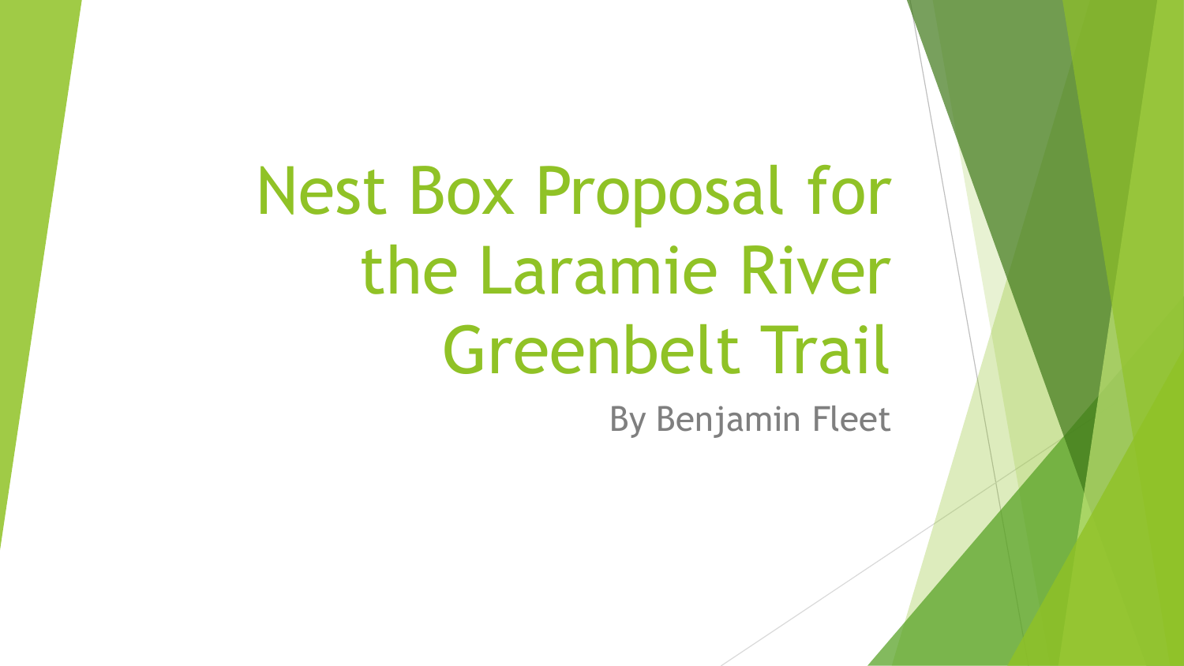# Nest Box Proposal for the Laramie River Greenbelt Trail

By Benjamin Fleet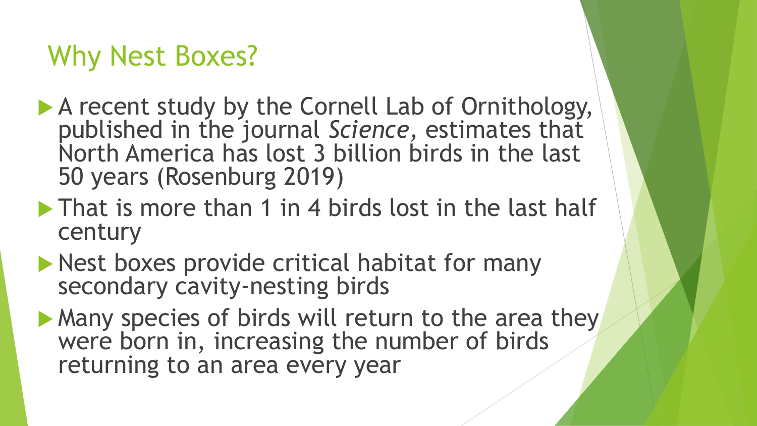## Why Nest Boxes?

- A recent study by the Cornell Lab of Ornithology, published in the journal *Science*, estimates that North America has lost 3 billion birds in the last 50 years (Rosenburg 2019)
- That is more than 1 in 4 birds lost in the last half century
- Nest boxes provide critical habitat for many secondary cavity-nesting birds
- Many species of birds will return to the area they were born in, increasing the number of birds returning to an area every year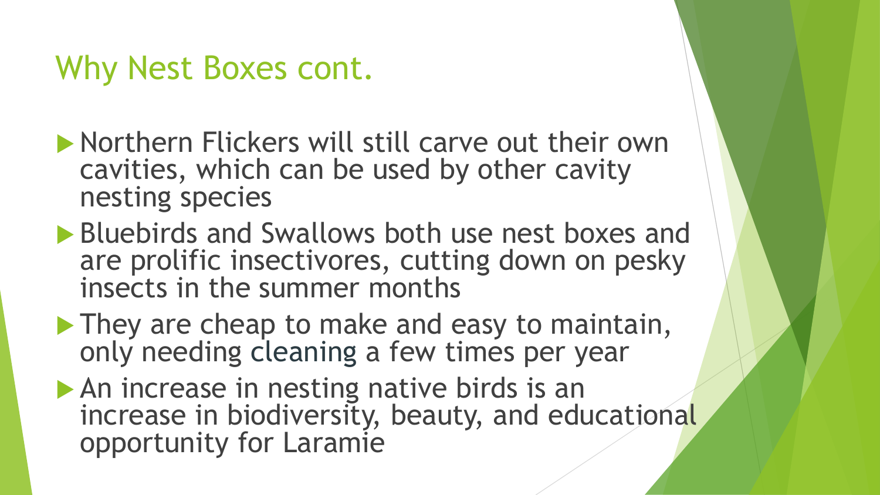# Why Nest Boxes cont.

- Northern Flickers will still carve out their own cavities, which can be used by other cavity nesting species
- Bluebirds and Swallows both use nest boxes and are prolific insectivores, cutting down on pesky insects in the summer months
- They are cheap to make and easy to maintain, only needing cleaning a few times per year
- An increase in nesting native birds is an increase in biodiversity, beauty, and educational opportunity for Laramie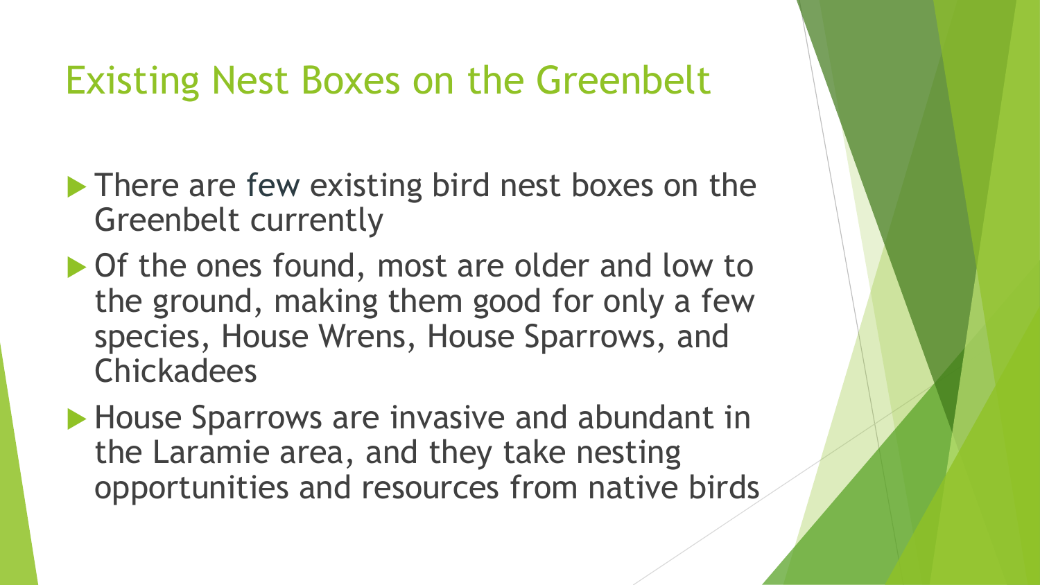# Existing Nest Boxes on the Greenbelt

- There are few existing bird nest boxes on the Greenbelt currently
- Of the ones found, most are older and low to the ground, making them good for only a few species, House Wrens, House Sparrows, and Chickadees
- House Sparrows are invasive and abundant in the Laramie area, and they take nesting opportunities and resources from native birds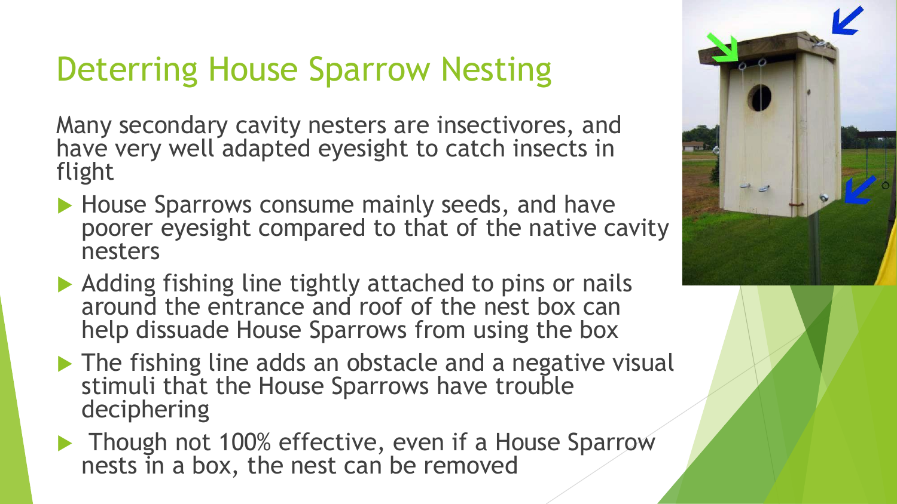# Deterring House Sparrow Nesting

Many secondary cavity nesters are insectivores, and have very well adapted eyesight to catch insects in flight

- House Sparrows consume mainly seeds, and have poorer eyesight compared to that of the native cavity nesters
- Adding fishing line tightly attached to pins or nails around the entrance and roof of the nest box can help dissuade House Sparrows from using the box
- The fishing line adds an obstacle and a negative visual stimuli that the House Sparrows have trouble deciphering
- Though not 100% effective, even if a House Sparrow nests in a box, the nest can be removed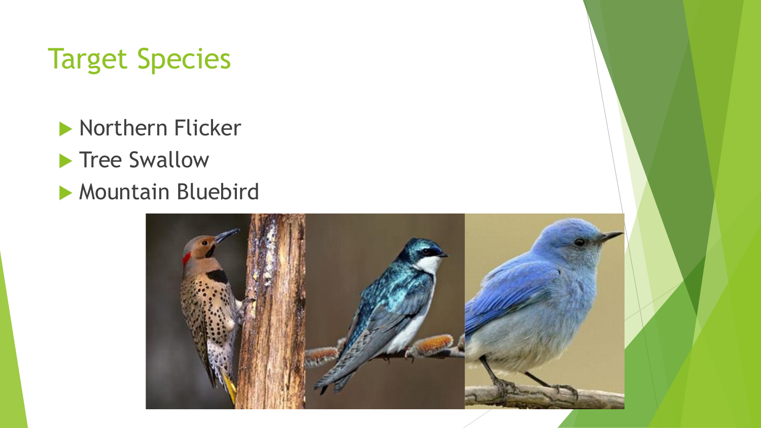# Target Species

- Northern Flicker
- Tree Swallow
- Mountain Bluebird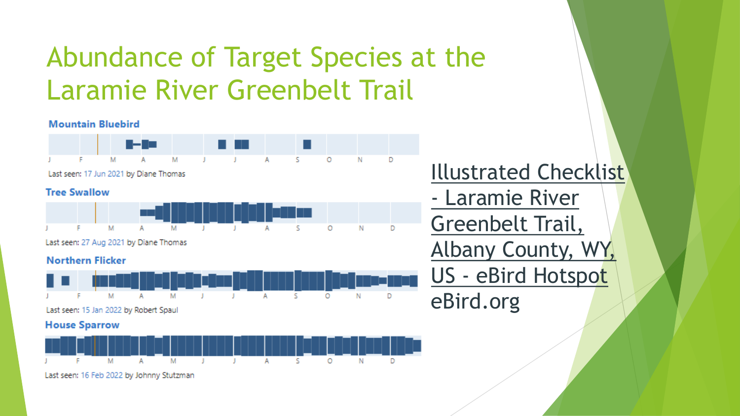# Abundance of Target Species at the Laramie River Greenbelt Trail

**Mountain Bluebird**

J F M A M J J A S O N D

Last seen: 17 Jun 2021 by Diane Thomas

**Tree Swallow**

J F M A M J J A S O N D

Last seen: 27 Aug 2021 by Diane Thomas

**Northern Flicker**

J F M A M J J A S O N D

Last seen: 15 Jan 2022 by Robert Spaul

**House Sparrow**

J F M A M J J A S O N D

Last seen: 16 Feb 2022 by Johnny Stutzman

Illustrated Checklist - Laramie River Greenbelt Trail, Albany County, WY, US - eBird Hotspot

eBird.org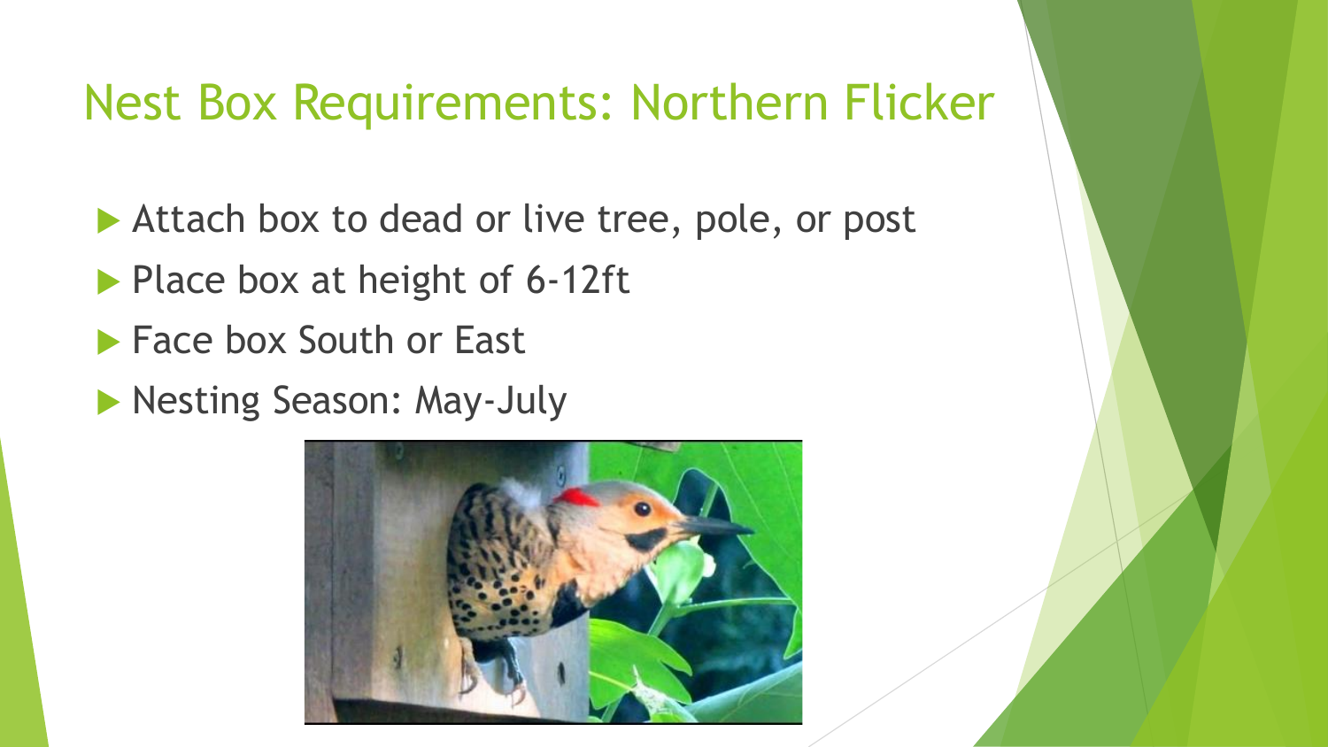# Nest Box Requirements: Northern Flicker

- Attach box to dead or live tree, pole, or post
- Place box at height of 6-12ft
- Face box South or East
- Nesting Season: May-July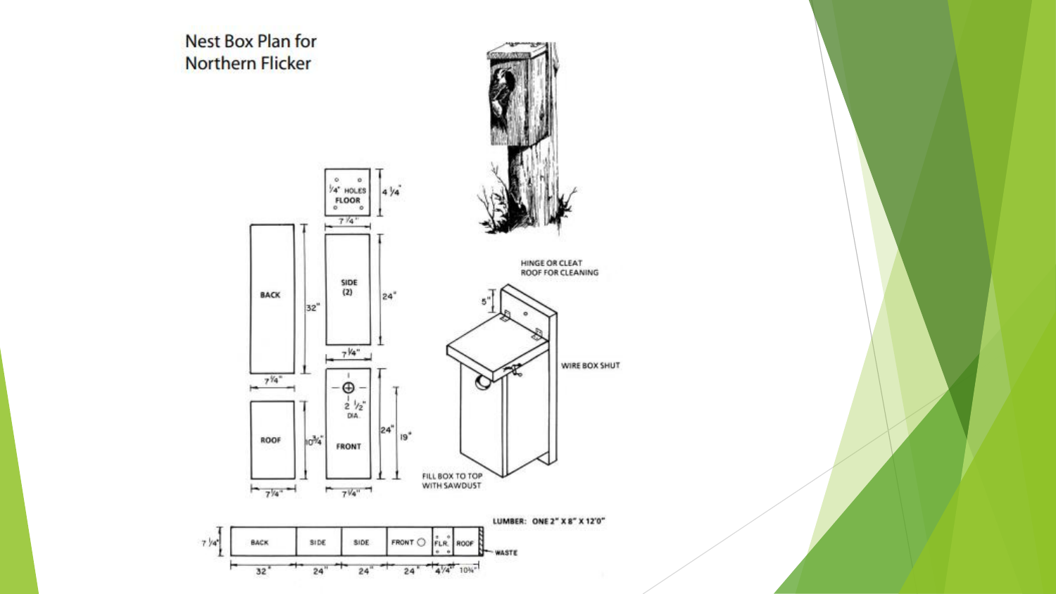# Nest Box Plan for Northern Flicker

¼" HOLES
FLOOR
4 ¼"
7 ¼"

BACK
32"
7 ¼"

SIDE (2)
24"
7 ¼"

ROOF
10¾"
7 ¼"

2 ½" DIA.
FRONT
24"
19"
7 ¼"

HINGE OR CLEAT ROOF FOR CLEANING

5"

WIRE BOX SHUT

FILL BOX TO TOP WITH SAWDUST

LUMBER: ONE 2" X 8" X 12'0"

| BACK | SIDE | SIDE | FRONT | FLR. | ROOF | WASTE |
|---|---|---|---|---|---|---|
| 32" | 24" | 24" | 24" | 4¼" | 10¾" | |

7 ¼"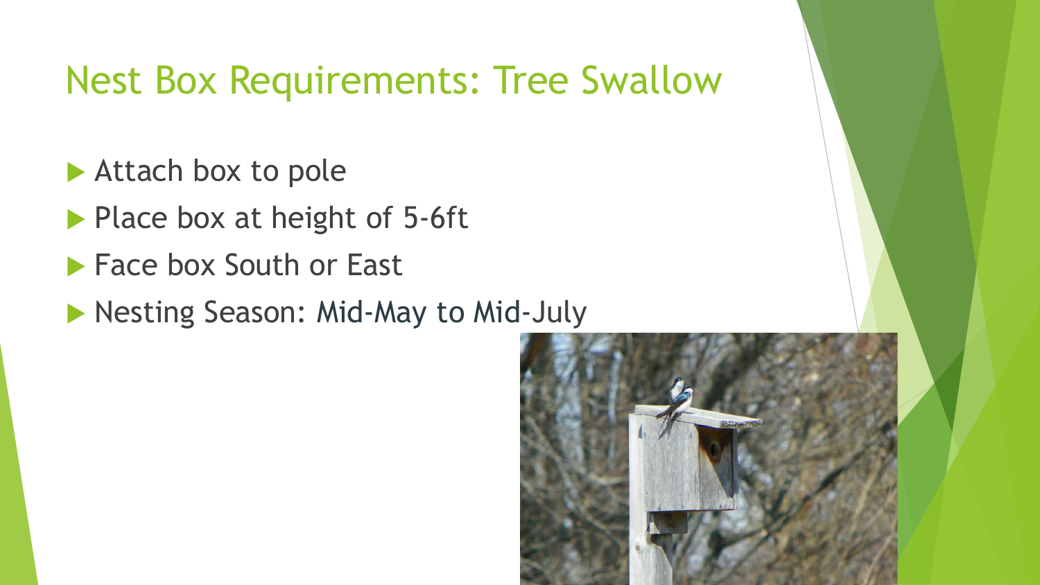# Nest Box Requirements: Tree Swallow

- Attach box to pole
- Place box at height of 5-6ft
- Face box South or East
- Nesting Season: Mid-May to Mid-July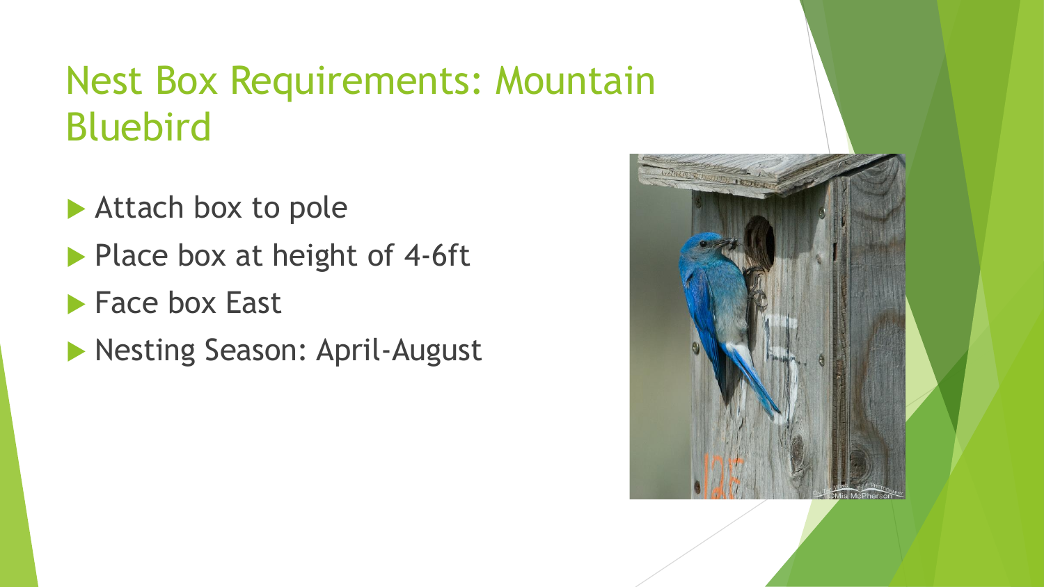# Nest Box Requirements: Mountain Bluebird

- Attach box to pole
- Place box at height of 4-6ft
- Face box East
- Nesting Season: April-August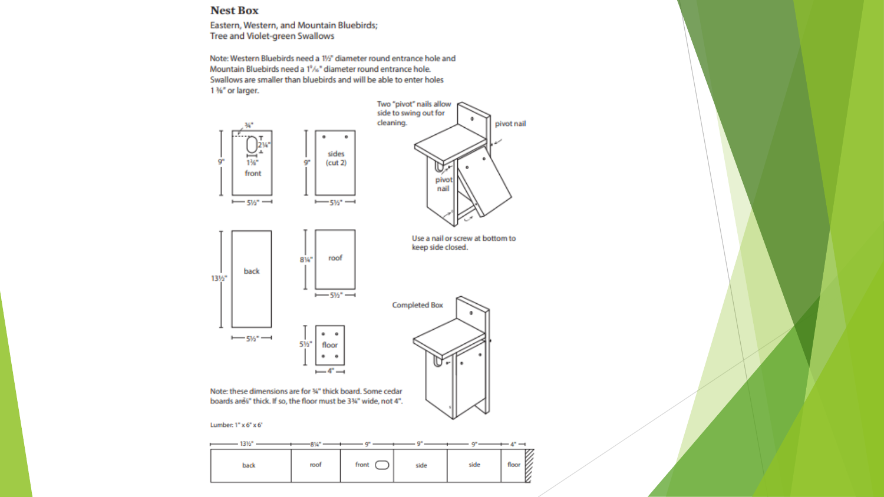## Nest Box

Eastern, Western, and Mountain Bluebirds;
Tree and Violet-green Swallows

Note: Western Bluebirds need a 1½" diameter round entrance hole and Mountain Bluebirds need a 1⁹⁄₁₆" diameter round entrance hole. Swallows are smaller than bluebirds and will be able to enter holes 1 ⅜" or larger.

¾"

2¼"

1⅜"

9"

front

5½"

sides (cut 2)

9"

5½"

Two "pivot" nails allow side to swing out for cleaning.

pivot nail

pivot nail

Use a nail or screw at bottom to keep side closed.

back

13½"

5½"

roof

8¼"

5½"

floor

5½"

4"

Completed Box

Note: these dimensions are for ¾" thick board. Some cedar boards are ⅞" thick. If so, the floor must be 3¾" wide, not 4".

Lumber: 1" x 6" x 6'

| 13½" | 8¼" | 9" | 9" | 9" | 4" |
|---|---|---|---|---|---|
| back | roof | front | side | side | floor |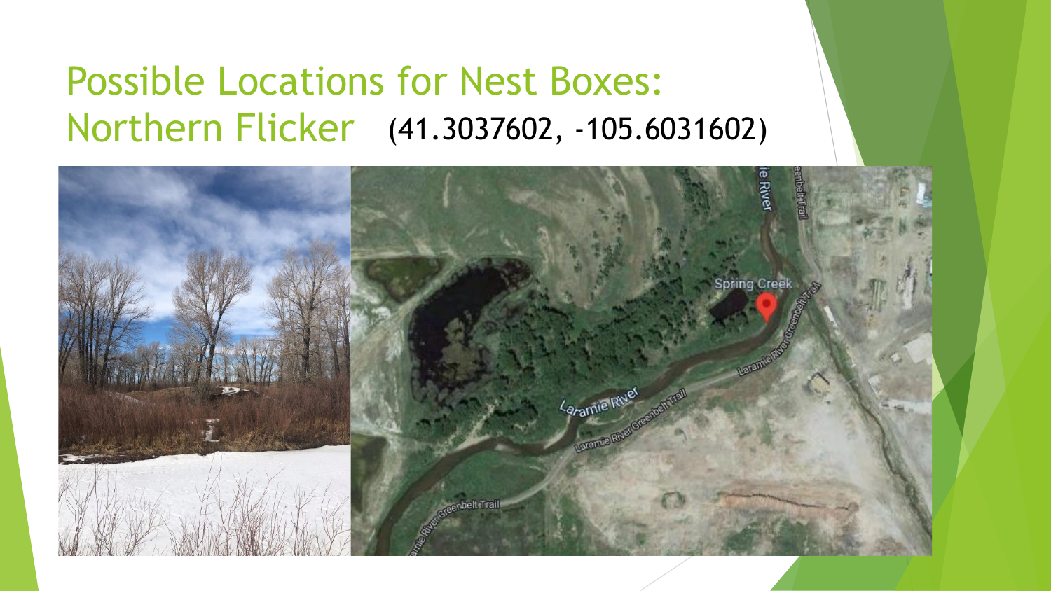# Possible Locations for Nest Boxes: Northern Flicker (41.3037602, -105.6031602)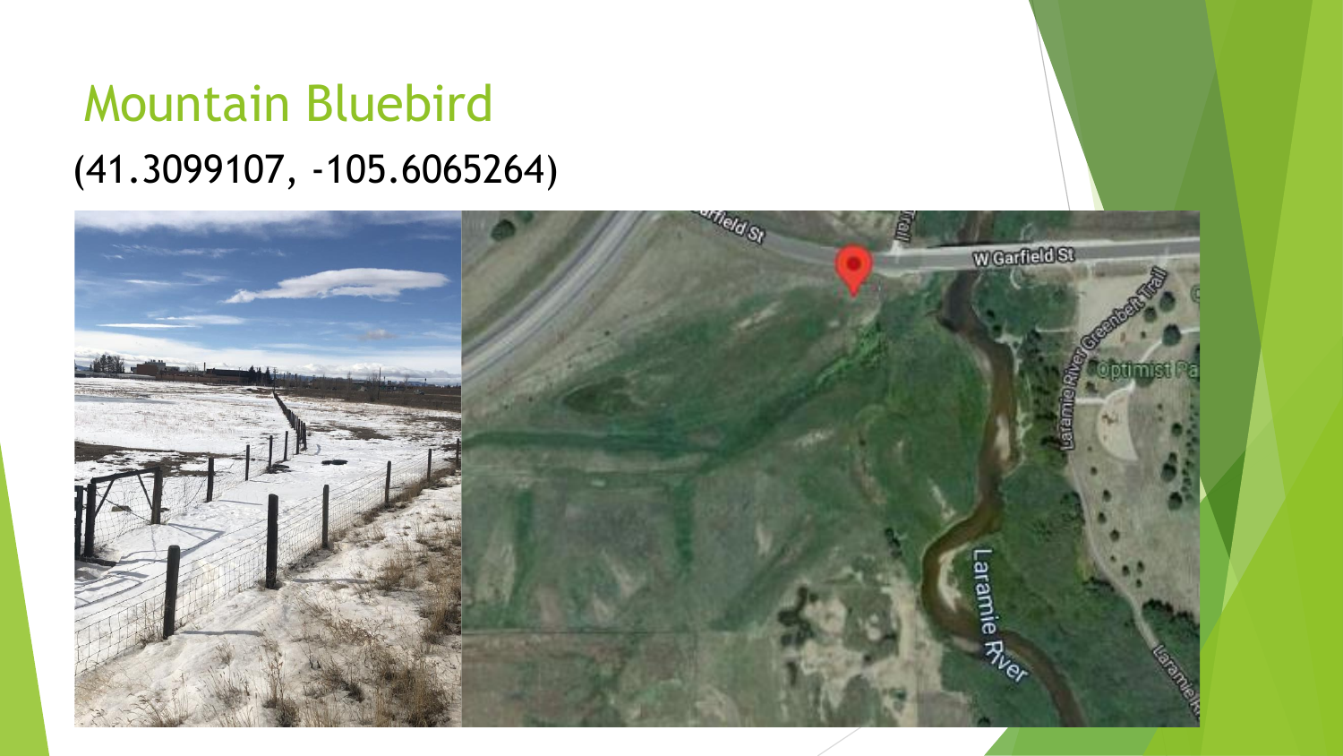# Mountain Bluebird

(41.3099107, -105.6065264)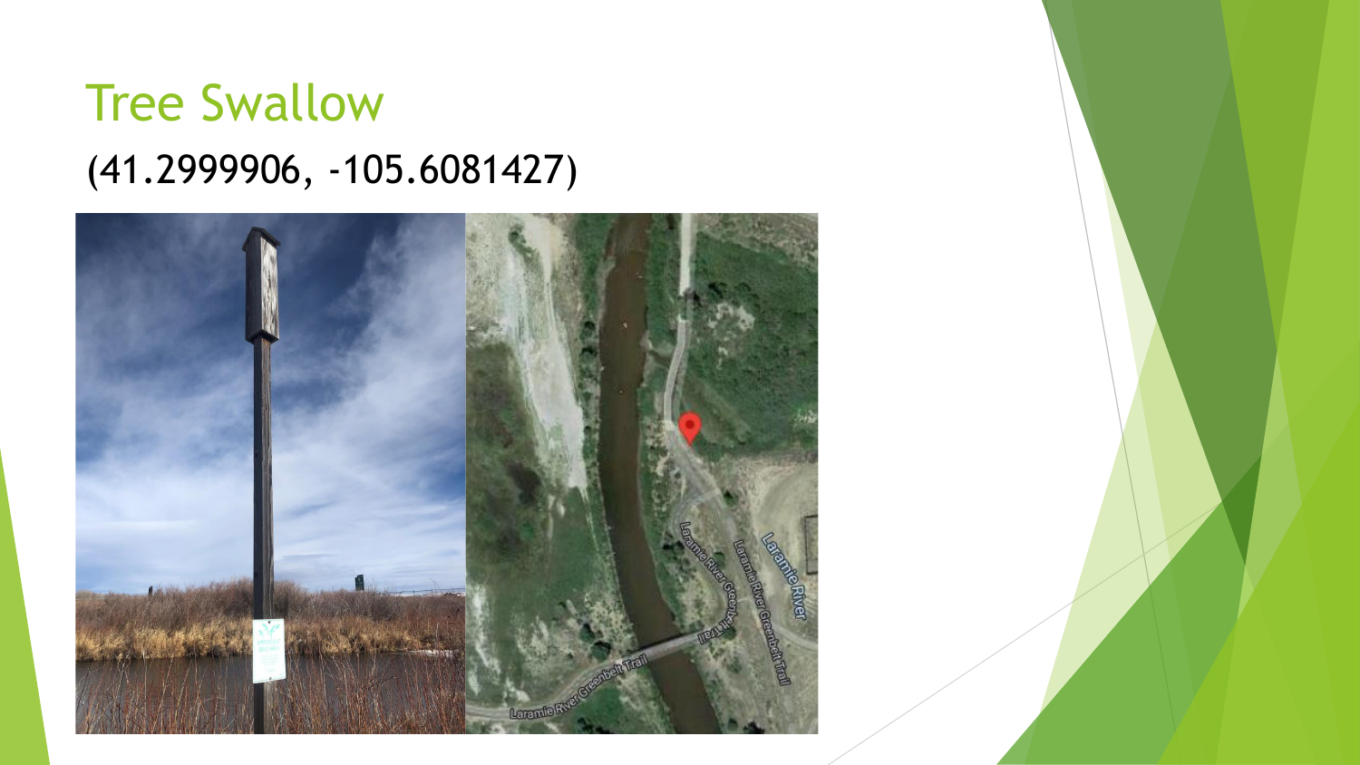# Tree Swallow

(41.2999906, -105.6081427)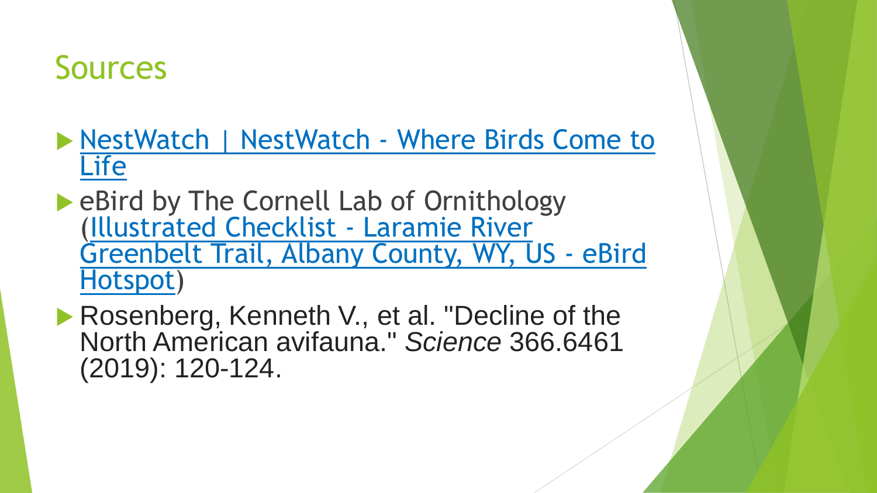# Sources

- NestWatch | NestWatch - Where Birds Come to Life
- eBird by The Cornell Lab of Ornithology (Illustrated Checklist - Laramie River Greenbelt Trail, Albany County, WY, US - eBird Hotspot)
- Rosenberg, Kenneth V., et al. "Decline of the North American avifauna." *Science* 366.6461 (2019): 120-124.